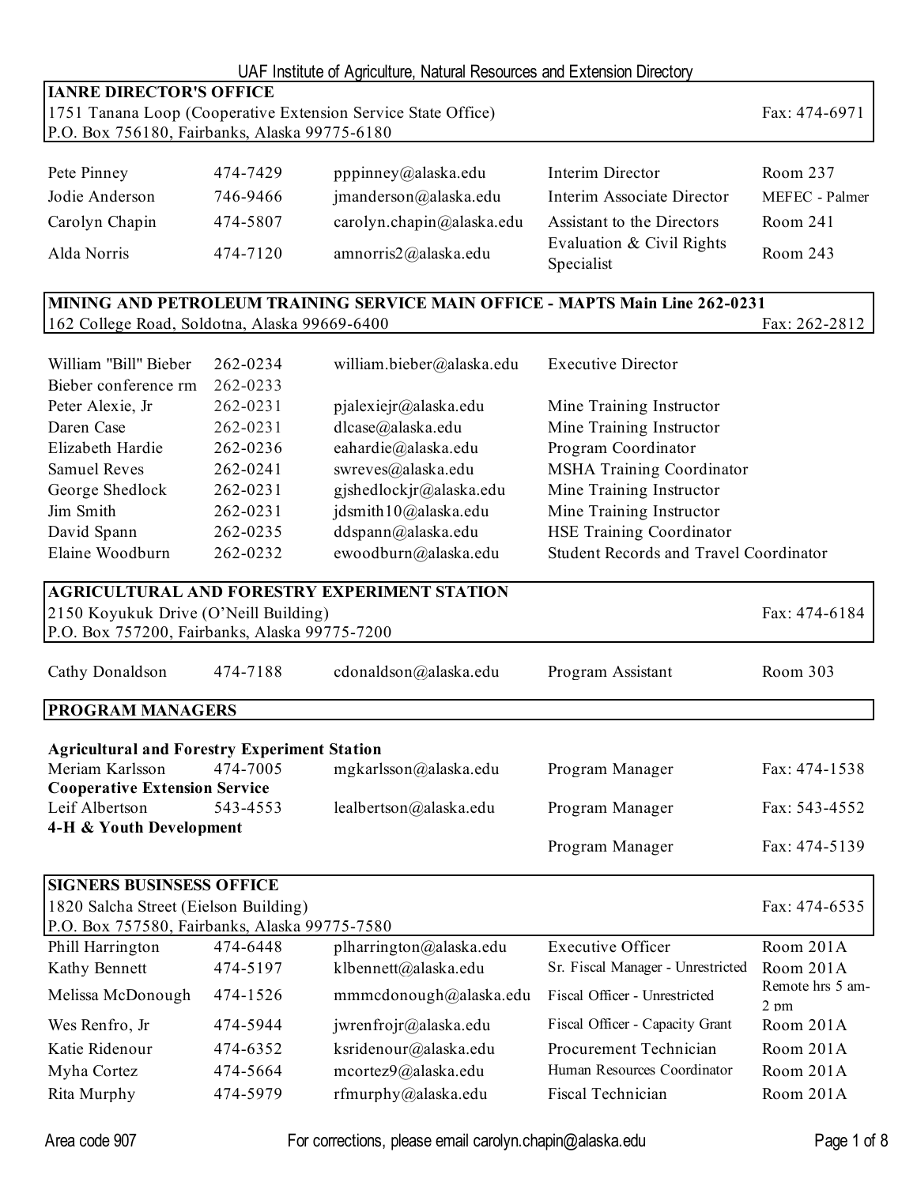# UAF Institute of Agriculture, Natural Resources and Extension Directory

## IANRE DIRECTOR'S OFFICE

1751 Tanana Loop (Cooperative Extension Service State Office)
P.O. Box 756180, Fairbanks, Alaska 99775-6180
Fax: 474-6971

| Name | Phone | Email | Title | Location |
|---|---|---|---|---|
| Pete Pinney | 474-7429 | pppinney@alaska.edu | Interim Director | Room 237 |
| Jodie Anderson | 746-9466 | jmanderson@alaska.edu | Interim Associate Director | MEFEC - Palmer |
| Carolyn Chapin | 474-5807 | carolyn.chapin@alaska.edu | Assistant to the Directors | Room 241 |
| Alda Norris | 474-7120 | amnorris2@alaska.edu | Evaluation & Civil Rights Specialist | Room 243 |

## MINING AND PETROLEUM TRAINING SERVICE MAIN OFFICE - MAPTS Main Line 262-0231

162 College Road, Soldotna, Alaska 99669-6400
Fax: 262-2812

| Name | Phone | Email | Title |
|---|---|---|---|
| William "Bill" Bieber | 262-0234 | william.bieber@alaska.edu | Executive Director |
| Bieber conference rm | 262-0233 | | |
| Peter Alexie, Jr | 262-0231 | pjalexiejr@alaska.edu | Mine Training Instructor |
| Daren Case | 262-0231 | dlcase@alaska.edu | Mine Training Instructor |
| Elizabeth Hardie | 262-0236 | eahardie@alaska.edu | Program Coordinator |
| Samuel Reves | 262-0241 | swreves@alaska.edu | MSHA Training Coordinator |
| George Shedlock | 262-0231 | gjshedlockjr@alaska.edu | Mine Training Instructor |
| Jim Smith | 262-0231 | jdsmith10@alaska.edu | Mine Training Instructor |
| David Spann | 262-0235 | ddspann@alaska.edu | HSE Training Coordinator |
| Elaine Woodburn | 262-0232 | ewoodburn@alaska.edu | Student Records and Travel Coordinator |

## AGRICULTURAL AND FORESTRY EXPERIMENT STATION

2150 Koyukuk Drive (O'Neill Building)
P.O. Box 757200, Fairbanks, Alaska 99775-7200
Fax: 474-6184

| Name | Phone | Email | Title | Location |
|---|---|---|---|---|
| Cathy Donaldson | 474-7188 | cdonaldson@alaska.edu | Program Assistant | Room 303 |

## PROGRAM MANAGERS

| Name | Phone | Email | Title | Fax |
|---|---|---|---|---|
| **Agricultural and Forestry Experiment Station** | | | | |
| Meriam Karlsson | 474-7005 | mgkarlsson@alaska.edu | Program Manager | Fax: 474-1538 |
| **Cooperative Extension Service** | | | | |
| Leif Albertson | 543-4553 | lealbertson@alaska.edu | Program Manager | Fax: 543-4552 |
| **4-H & Youth Development** | | | | |
| | | | Program Manager | Fax: 474-5139 |

## SIGNERS BUSINESS OFFICE

1820 Salcha Street (Eielson Building)
P.O. Box 757580, Fairbanks, Alaska 99775-7580
Fax: 474-6535

| Name | Phone | Email | Title | Location |
|---|---|---|---|---|
| Phill Harrington | 474-6448 | plharrington@alaska.edu | Executive Officer | Room 201A |
| Kathy Bennett | 474-5197 | klbennett@alaska.edu | Sr. Fiscal Manager - Unrestricted | Room 201A |
| Melissa McDonough | 474-1526 | mmmcdonough@alaska.edu | Fiscal Officer - Unrestricted | Remote hrs 5 am-2 pm |
| Wes Renfro, Jr | 474-5944 | jwrenfrojr@alaska.edu | Fiscal Officer - Capacity Grant | Room 201A |
| Katie Ridenour | 474-6352 | ksridenour@alaska.edu | Procurement Technician | Room 201A |
| Myha Cortez | 474-5664 | mcortez9@alaska.edu | Human Resources Coordinator | Room 201A |
| Rita Murphy | 474-5979 | rfmurphy@alaska.edu | Fiscal Technician | Room 201A |

Area code 907

For corrections, please email carolyn.chapin@alaska.edu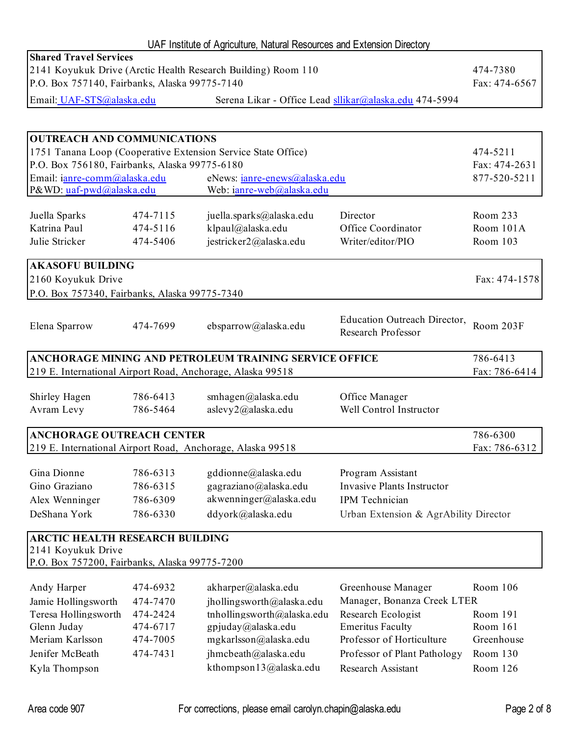# UAF Institute of Agriculture, Natural Resources and Extension Directory

## Shared Travel Services

2141 Koyukuk Drive (Arctic Health Research Building) Room 110 — 474-7380
P.O. Box 757140, Fairbanks, Alaska 99775-7140 — Fax: 474-6567
Email: UAF-STS@alaska.edu — Serena Likar - Office Lead sllikar@alaska.edu 474-5994

## OUTREACH AND COMMUNICATIONS

1751 Tanana Loop (Cooperative Extension Service State Office) — 474-5211
P.O. Box 756180, Fairbanks, Alaska 99775-6180 — Fax: 474-2631
Email: ianre-comm@alaska.edu — eNews: ianre-enews@alaska.edu — 877-520-5211
P&WD: uaf-pwd@alaska.edu — Web: ianre-web@alaska.edu

| Name | Phone | Email | Title | Room |
|---|---|---|---|---|
| Juella Sparks | 474-7115 | juella.sparks@alaska.edu | Director | Room 233 |
| Katrina Paul | 474-5116 | klpaul@alaska.edu | Office Coordinator | Room 101A |
| Julie Stricker | 474-5406 | jestricker2@alaska.edu | Writer/editor/PIO | Room 103 |

## AKASOFU BUILDING

2160 Koyukuk Drive — Fax: 474-1578
P.O. Box 757340, Fairbanks, Alaska 99775-7340

| Name | Phone | Email | Title | Room |
|---|---|---|---|---|
| Elena Sparrow | 474-7699 | ebsparrow@alaska.edu | Education Outreach Director, Research Professor | Room 203F |

## ANCHORAGE MINING AND PETROLEUM TRAINING SERVICE OFFICE

219 E. International Airport Road, Anchorage, Alaska 99518 — 786-6413 — Fax: 786-6414

| Name | Phone | Email | Title | Room |
|---|---|---|---|---|
| Shirley Hagen | 786-6413 | smhagen@alaska.edu | Office Manager | |
| Avram Levy | 786-5464 | aslevy2@alaska.edu | Well Control Instructor | |

## ANCHORAGE OUTREACH CENTER

219 E. International Airport Road, Anchorage, Alaska 99518 — 786-6300 — Fax: 786-6312

| Name | Phone | Email | Title | Room |
|---|---|---|---|---|
| Gina Dionne | 786-6313 | gddionne@alaska.edu | Program Assistant | |
| Gino Graziano | 786-6315 | gagraziano@alaska.edu | Invasive Plants Instructor | |
| Alex Wenninger | 786-6309 | akwenninger@alaska.edu | IPM Technician | |
| DeShana York | 786-6330 | ddyork@alaska.edu | Urban Extension & AgrAbility Director | |

## ARCTIC HEALTH RESEARCH BUILDING

2141 Koyukuk Drive
P.O. Box 757200, Fairbanks, Alaska 99775-7200

| Name | Phone | Email | Title | Room |
|---|---|---|---|---|
| Andy Harper | 474-6932 | akharper@alaska.edu | Greenhouse Manager | Room 106 |
| Jamie Hollingsworth | 474-7470 | jhollingsworth@alaska.edu | Manager, Bonanza Creek LTER | |
| Teresa Hollingsworth | 474-2424 | tnhollingsworth@alaska.edu | Research Ecologist | Room 191 |
| Glenn Juday | 474-6717 | gpjuday@alaska.edu | Emeritus Faculty | Room 161 |
| Meriam Karlsson | 474-7005 | mgkarlsson@alaska.edu | Professor of Horticulture | Greenhouse |
| Jenifer McBeath | 474-7431 | jhmcbeath@alaska.edu | Professor of Plant Pathology | Room 130 |
| Kyla Thompson | | kthompson13@alaska.edu | Research Assistant | Room 126 |

Area code 907 — For corrections, please email carolyn.chapin@alaska.edu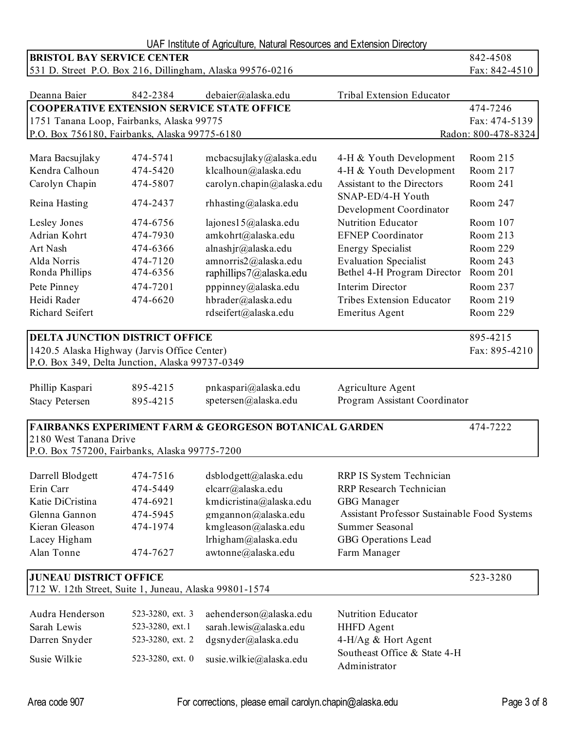UAF Institute of Agriculture, Natural Resources and Extension Directory

## BRISTOL BAY SERVICE CENTER

531 D. Street P.O. Box 216, Dillingham, Alaska 99576-0216

842-4508
Fax: 842-4510

| Name | Phone | Email | Title |
|---|---|---|---|
| Deanna Baier | 842-2384 | debaier@alaska.edu | Tribal Extension Educator |

## COOPERATIVE EXTENSION SERVICE STATE OFFICE

1751 Tanana Loop, Fairbanks, Alaska 99775
P.O. Box 756180, Fairbanks, Alaska 99775-6180

474-7246
Fax: 474-5139
Radon: 800-478-8324

| Name | Phone | Email | Title | Room |
|---|---|---|---|---|
| Mara Bacsujlaky | 474-5741 | mcbacsujlaky@alaska.edu | 4-H & Youth Development | Room 215 |
| Kendra Calhoun | 474-5420 | klcalhoun@alaska.edu | 4-H & Youth Development | Room 217 |
| Carolyn Chapin | 474-5807 | carolyn.chapin@alaska.edu | Assistant to the Directors | Room 241 |
| Reina Hasting | 474-2437 | rhhasting@alaska.edu | SNAP-ED/4-H Youth Development Coordinator | Room 247 |
| Lesley Jones | 474-6756 | lajones15@alaska.edu | Nutrition Educator | Room 107 |
| Adrian Kohrt | 474-7930 | amkohrt@alaska.edu | EFNEP Coordinator | Room 213 |
| Art Nash | 474-6366 | alnashjr@alaska.edu | Energy Specialist | Room 229 |
| Alda Norris | 474-7120 | amnorris2@alaska.edu | Evaluation Specialist | Room 243 |
| Ronda Phillips | 474-6356 | raphillips7@alaska.edu | Bethel 4-H Program Director | Room 201 |
| Pete Pinney | 474-7201 | pppinney@alaska.edu | Interim Director | Room 237 |
| Heidi Rader | 474-6620 | hbrader@alaska.edu | Tribes Extension Educator | Room 219 |
| Richard Seifert | | rdseifert@alaska.edu | Emeritus Agent | Room 229 |

## DELTA JUNCTION DISTRICT OFFICE

1420.5 Alaska Highway (Jarvis Office Center)
P.O. Box 349, Delta Junction, Alaska 99737-0349

895-4215
Fax: 895-4210

| Name | Phone | Email | Title |
|---|---|---|---|
| Phillip Kaspari | 895-4215 | pnkaspari@alaska.edu | Agriculture Agent |
| Stacy Petersen | 895-4215 | spetersen@alaska.edu | Program Assistant Coordinator |

## FAIRBANKS EXPERIMENT FARM & GEORGESON BOTANICAL GARDEN

2180 West Tanana Drive
P.O. Box 757200, Fairbanks, Alaska 99775-7200

474-7222

| Name | Phone | Email | Title |
|---|---|---|---|
| Darrell Blodgett | 474-7516 | dsblodgett@alaska.edu | RRP IS System Technician |
| Erin Carr | 474-5449 | elcarr@alaska.edu | RRP Research Technician |
| Katie DiCristina | 474-6921 | kmdicristina@alaska.edu | GBG Manager |
| Glenna Gannon | 474-5945 | gmgannon@alaska.edu | Assistant Professor Sustainable Food Systems |
| Kieran Gleason | 474-1974 | kmgleason@alaska.edu | Summer Seasonal |
| Lacey Higham | | lrhigham@alaska.edu | GBG Operations Lead |
| Alan Tonne | 474-7627 | awtonne@alaska.edu | Farm Manager |

## JUNEAU DISTRICT OFFICE

712 W. 12th Street, Suite 1, Juneau, Alaska 99801-1574

523-3280

| Name | Phone | Email | Title |
|---|---|---|---|
| Audra Henderson | 523-3280, ext. 3 | aehenderson@alaska.edu | Nutrition Educator |
| Sarah Lewis | 523-3280, ext.1 | sarah.lewis@alaska.edu | HHFD Agent |
| Darren Snyder | 523-3280, ext. 2 | dgsnyder@alaska.edu | 4-H/Ag & Hort Agent |
| Susie Wilkie | 523-3280, ext. 0 | susie.wilkie@alaska.edu | Southeast Office & State 4-H Administrator |

Area code 907

For corrections, please email carolyn.chapin@alaska.edu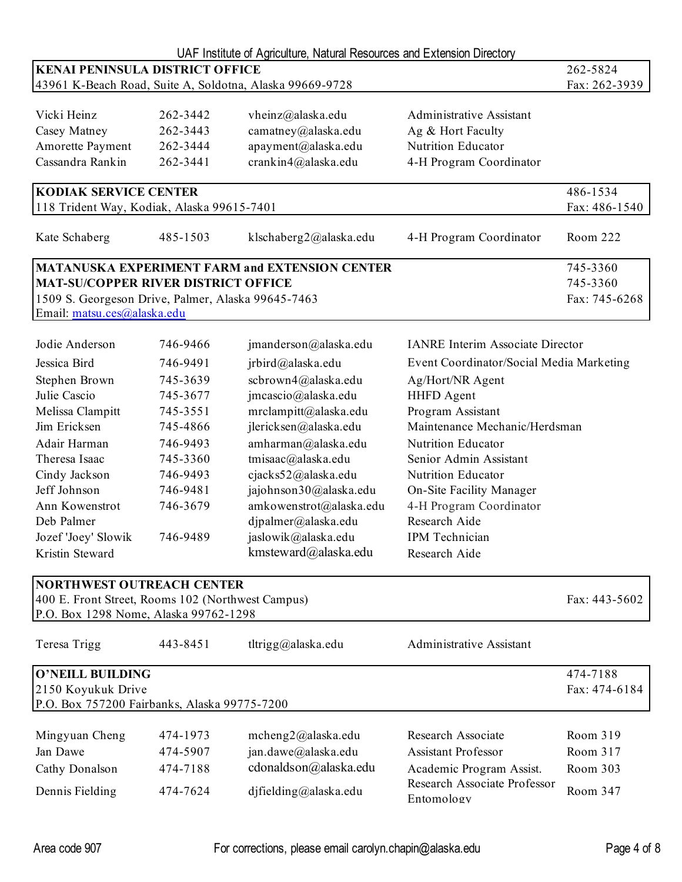## KENAI PENINSULA DISTRICT OFFICE

43961 K-Beach Road, Suite A, Soldotna, Alaska 99669-9728

262-5824
Fax: 262-3939

| Name | Phone | Email | Title | Room |
|---|---|---|---|---|
| Vicki Heinz | 262-3442 | vheinz@alaska.edu | Administrative Assistant | |
| Casey Matney | 262-3443 | camatney@alaska.edu | Ag & Hort Faculty | |
| Amorette Payment | 262-3444 | apayment@alaska.edu | Nutrition Educator | |
| Cassandra Rankin | 262-3441 | crankin4@alaska.edu | 4-H Program Coordinator | |

## KODIAK SERVICE CENTER

118 Trident Way, Kodiak, Alaska 99615-7401

486-1534
Fax: 486-1540

| Name | Phone | Email | Title | Room |
|---|---|---|---|---|
| Kate Schaberg | 485-1503 | klschaberg2@alaska.edu | 4-H Program Coordinator | Room 222 |

## MATANUSKA EXPERIMENT FARM and EXTENSION CENTER

745-3360

## MAT-SU/COPPER RIVER DISTRICT OFFICE

745-3360

1509 S. Georgeson Drive, Palmer, Alaska 99645-7463
Email: matsu.ces@alaska.edu

Fax: 745-6268

| Name | Phone | Email | Title | Room |
|---|---|---|---|---|
| Jodie Anderson | 746-9466 | jmanderson@alaska.edu | IANRE Interim Associate Director | |
| Jessica Bird | 746-9491 | jrbird@alaska.edu | Event Coordinator/Social Media Marketing | |
| Stephen Brown | 745-3639 | scbrown4@alaska.edu | Ag/Hort/NR Agent | |
| Julie Cascio | 745-3677 | jmcascio@alaska.edu | HHFD Agent | |
| Melissa Clampitt | 745-3551 | mrclampitt@alaska.edu | Program Assistant | |
| Jim Ericksen | 745-4866 | jlericksen@alaska.edu | Maintenance Mechanic/Herdsman | |
| Adair Harman | 746-9493 | amharman@alaska.edu | Nutrition Educator | |
| Theresa Isaac | 745-3360 | tmisaac@alaska.edu | Senior Admin Assistant | |
| Cindy Jackson | 746-9493 | cjacks52@alaska.edu | Nutrition Educator | |
| Jeff Johnson | 746-9481 | jajohnson30@alaska.edu | On-Site Facility Manager | |
| Ann Kowenstrot | 746-3679 | amkowenstrot@alaska.edu | 4-H Program Coordinator | |
| Deb Palmer | | djpalmer@alaska.edu | Research Aide | |
| Jozef 'Joey' Slowik | 746-9489 | jaslowik@alaska.edu | IPM Technician | |
| Kristin Steward | | kmsteward@alaska.edu | Research Aide | |

## NORTHWEST OUTREACH CENTER

400 E. Front Street, Rooms 102 (Northwest Campus)
P.O. Box 1298 Nome, Alaska 99762-1298

Fax: 443-5602

| Name | Phone | Email | Title | Room |
|---|---|---|---|---|
| Teresa Trigg | 443-8451 | tltrigg@alaska.edu | Administrative Assistant | |

## O'NEILL BUILDING

2150 Koyukuk Drive
P.O. Box 757200 Fairbanks, Alaska 99775-7200

474-7188
Fax: 474-6184

| Name | Phone | Email | Title | Room |
|---|---|---|---|---|
| Mingyuan Cheng | 474-1973 | mcheng2@alaska.edu | Research Associate | Room 319 |
| Jan Dawe | 474-5907 | jan.dawe@alaska.edu | Assistant Professor | Room 317 |
| Cathy Donalson | 474-7188 | cdonaldson@alaska.edu | Academic Program Assist. | Room 303 |
| Dennis Fielding | 474-7624 | djfielding@alaska.edu | Research Associate Professor Entomology | Room 347 |

Area code 907

For corrections, please email carolyn.chapin@alaska.edu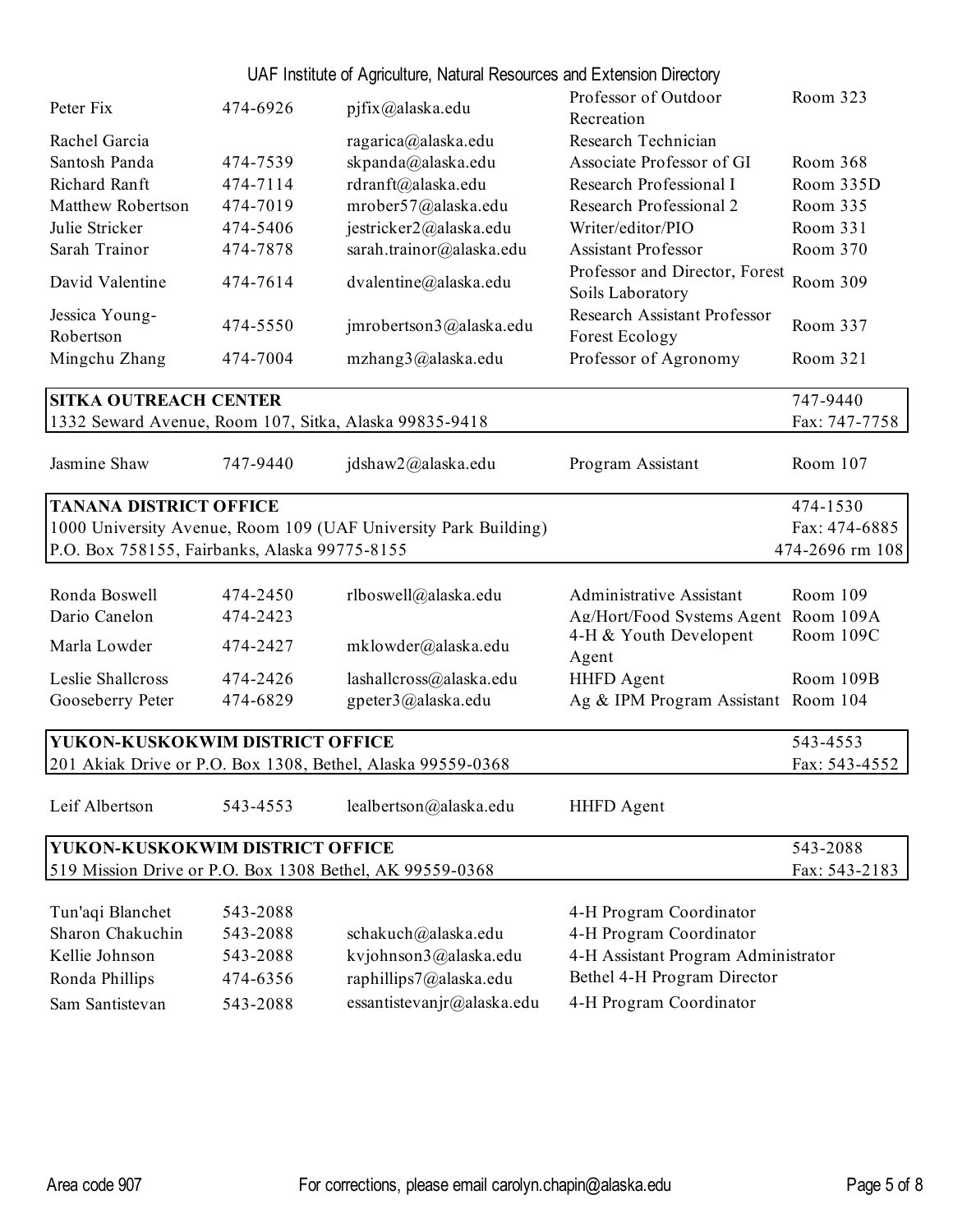| | | | | |
|---|---|---|---|---|
| Peter Fix | 474-6926 | pjfix@alaska.edu | Professor of Outdoor Recreation | Room 323 |
| Rachel Garcia | | ragarica@alaska.edu | Research Technician | |
| Santosh Panda | 474-7539 | skpanda@alaska.edu | Associate Professor of GI | Room 368 |
| Richard Ranft | 474-7114 | rdranft@alaska.edu | Research Professional I | Room 335D |
| Matthew Robertson | 474-7019 | mrober57@alaska.edu | Research Professional 2 | Room 335 |
| Julie Stricker | 474-5406 | jestricker2@alaska.edu | Writer/editor/PIO | Room 331 |
| Sarah Trainor | 474-7878 | sarah.trainor@alaska.edu | Assistant Professor | Room 370 |
| David Valentine | 474-7614 | dvalentine@alaska.edu | Professor and Director, Forest Soils Laboratory | Room 309 |
| Jessica Young-Robertson | 474-5550 | jmrobertson3@alaska.edu | Research Assistant Professor Forest Ecology | Room 337 |
| Mingchu Zhang | 474-7004 | mzhang3@alaska.edu | Professor of Agronomy | Room 321 |

**SITKA OUTREACH CENTER** — 747-9440
1332 Seward Avenue, Room 107, Sitka, Alaska 99835-9418 — Fax: 747-7758

| | | | | |
|---|---|---|---|---|
| Jasmine Shaw | 747-9440 | jdshaw2@alaska.edu | Program Assistant | Room 107 |

**TANANA DISTRICT OFFICE** — 474-1530
1000 University Avenue, Room 109 (UAF University Park Building) — Fax: 474-6885
P.O. Box 758155, Fairbanks, Alaska 99775-8155 — 474-2696 rm 108

| | | | | |
|---|---|---|---|---|
| Ronda Boswell | 474-2450 | rlboswell@alaska.edu | Administrative Assistant | Room 109 |
| Dario Canelon | 474-2423 | | Ag/Hort/Food Systems Agent | Room 109A |
| Marla Lowder | 474-2427 | mklowder@alaska.edu | 4-H & Youth Developent Agent | Room 109C |
| Leslie Shallcross | 474-2426 | lashallcross@alaska.edu | HHFD Agent | Room 109B |
| Gooseberry Peter | 474-6829 | gpeter3@alaska.edu | Ag & IPM Program Assistant | Room 104 |

**YUKON-KUSKOKWIM DISTRICT OFFICE** — 543-4553
201 Akiak Drive or P.O. Box 1308, Bethel, Alaska 99559-0368 — Fax: 543-4552

| | | | | |
|---|---|---|---|---|
| Leif Albertson | 543-4553 | lealbertson@alaska.edu | HHFD Agent | |

**YUKON-KUSKOKWIM DISTRICT OFFICE** — 543-2088
519 Mission Drive or P.O. Box 1308 Bethel, AK 99559-0368 — Fax: 543-2183

| | | | |
|---|---|---|---|
| Tun'aqi Blanchet | 543-2088 | | 4-H Program Coordinator |
| Sharon Chakuchin | 543-2088 | schakuch@alaska.edu | 4-H Program Coordinator |
| Kellie Johnson | 543-2088 | kvjohnson3@alaska.edu | 4-H Assistant Program Administrator |
| Ronda Phillips | 474-6356 | raphillips7@alaska.edu | Bethel 4-H Program Director |
| Sam Santistevan | 543-2088 | essantistevanjr@alaska.edu | 4-H Program Coordinator |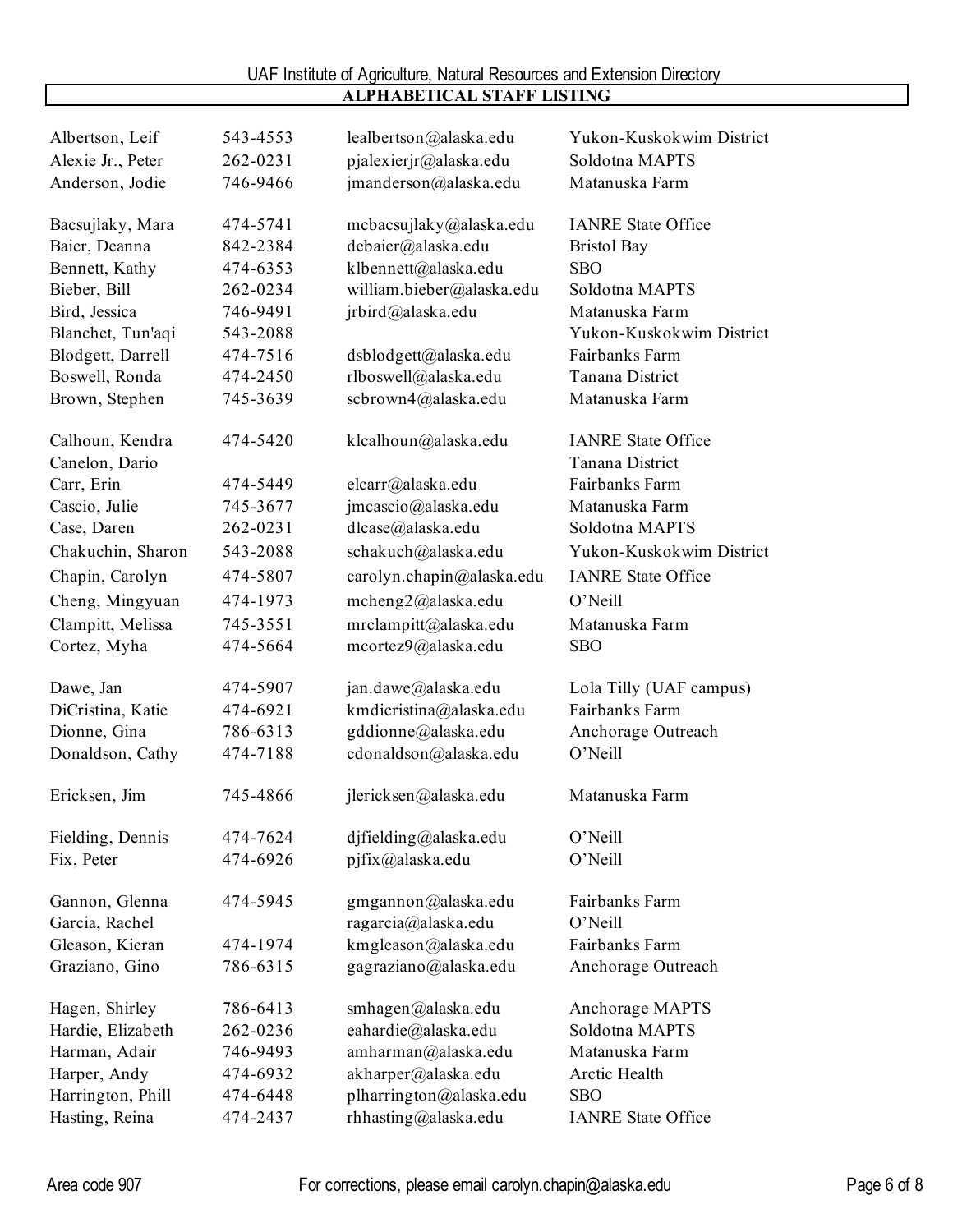## ALPHABETICAL STAFF LISTING

| Name | Phone | Email | Location |
|---|---|---|---|
| Albertson, Leif | 543-4553 | lealbertson@alaska.edu | Yukon-Kuskokwim District |
| Alexie Jr., Peter | 262-0231 | pjalexierjr@alaska.edu | Soldotna MAPTS |
| Anderson, Jodie | 746-9466 | jmanderson@alaska.edu | Matanuska Farm |
| Bacsujlaky, Mara | 474-5741 | mcbacsujlaky@alaska.edu | IANRE State Office |
| Baier, Deanna | 842-2384 | debaier@alaska.edu | Bristol Bay |
| Bennett, Kathy | 474-6353 | klbennett@alaska.edu | SBO |
| Bieber, Bill | 262-0234 | william.bieber@alaska.edu | Soldotna MAPTS |
| Bird, Jessica | 746-9491 | jrbird@alaska.edu | Matanuska Farm |
| Blanchet, Tun'aqi | 543-2088 | | Yukon-Kuskokwim District |
| Blodgett, Darrell | 474-7516 | dsblodgett@alaska.edu | Fairbanks Farm |
| Boswell, Ronda | 474-2450 | rlboswell@alaska.edu | Tanana District |
| Brown, Stephen | 745-3639 | scbrown4@alaska.edu | Matanuska Farm |
| Calhoun, Kendra | 474-5420 | klcalhoun@alaska.edu | IANRE State Office |
| Canelon, Dario | | | Tanana District |
| Carr, Erin | 474-5449 | elcarr@alaska.edu | Fairbanks Farm |
| Cascio, Julie | 745-3677 | jmcascio@alaska.edu | Matanuska Farm |
| Case, Daren | 262-0231 | dlcase@alaska.edu | Soldotna MAPTS |
| Chakuchin, Sharon | 543-2088 | schakuch@alaska.edu | Yukon-Kuskokwim District |
| Chapin, Carolyn | 474-5807 | carolyn.chapin@alaska.edu | IANRE State Office |
| Cheng, Mingyuan | 474-1973 | mcheng2@alaska.edu | O'Neill |
| Clampitt, Melissa | 745-3551 | mrclampitt@alaska.edu | Matanuska Farm |
| Cortez, Myha | 474-5664 | mcortez9@alaska.edu | SBO |
| Dawe, Jan | 474-5907 | jan.dawe@alaska.edu | Lola Tilly (UAF campus) |
| DiCristina, Katie | 474-6921 | kmdicristina@alaska.edu | Fairbanks Farm |
| Dionne, Gina | 786-6313 | gddionne@alaska.edu | Anchorage Outreach |
| Donaldson, Cathy | 474-7188 | cdonaldson@alaska.edu | O'Neill |
| Ericksen, Jim | 745-4866 | jlericksen@alaska.edu | Matanuska Farm |
| Fielding, Dennis | 474-7624 | djfielding@alaska.edu | O'Neill |
| Fix, Peter | 474-6926 | pjfix@alaska.edu | O'Neill |
| Gannon, Glenna | 474-5945 | gmgannon@alaska.edu | Fairbanks Farm |
| Garcia, Rachel | | ragarcia@alaska.edu | O'Neill |
| Gleason, Kieran | 474-1974 | kmgleason@alaska.edu | Fairbanks Farm |
| Graziano, Gino | 786-6315 | gagraziano@alaska.edu | Anchorage Outreach |
| Hagen, Shirley | 786-6413 | smhagen@alaska.edu | Anchorage MAPTS |
| Hardie, Elizabeth | 262-0236 | eahardie@alaska.edu | Soldotna MAPTS |
| Harman, Adair | 746-9493 | amharman@alaska.edu | Matanuska Farm |
| Harper, Andy | 474-6932 | akharper@alaska.edu | Arctic Health |
| Harrington, Phill | 474-6448 | plharrington@alaska.edu | SBO |
| Hasting, Reina | 474-2437 | rhhasting@alaska.edu | IANRE State Office |

Area code 907

For corrections, please email carolyn.chapin@alaska.edu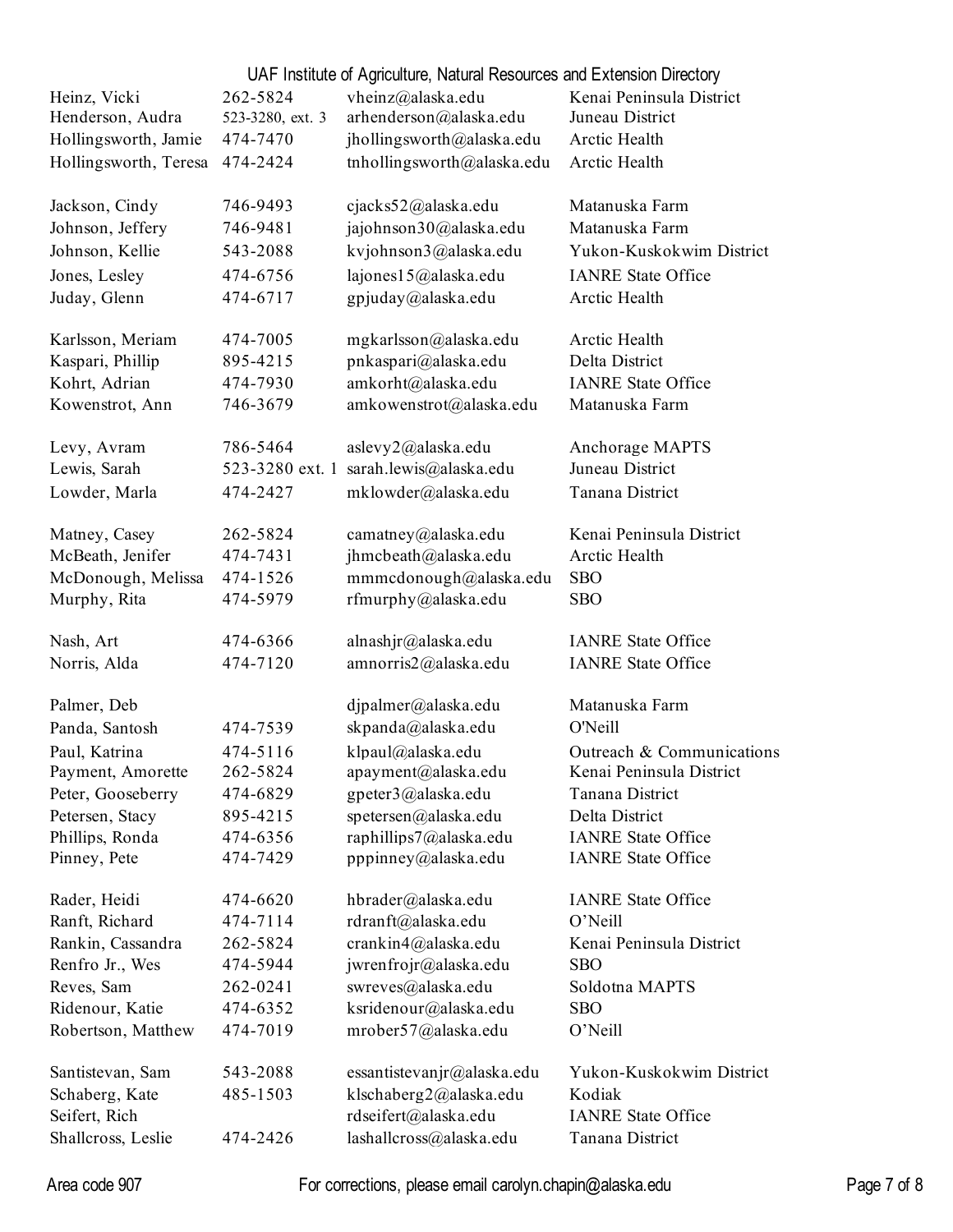| Name | Phone | Email | Location |
| --- | --- | --- | --- |
| Heinz, Vicki | 262-5824 | vheinz@alaska.edu | Kenai Peninsula District |
| Henderson, Audra | 523-3280, ext. 3 | arhenderson@alaska.edu | Juneau District |
| Hollingsworth, Jamie | 474-7470 | jhollingsworth@alaska.edu | Arctic Health |
| Hollingsworth, Teresa | 474-2424 | tnhollingsworth@alaska.edu | Arctic Health |
| | | | |
| Jackson, Cindy | 746-9493 | cjacks52@alaska.edu | Matanuska Farm |
| Johnson, Jeffery | 746-9481 | jajohnson30@alaska.edu | Matanuska Farm |
| Johnson, Kellie | 543-2088 | kvjohnson3@alaska.edu | Yukon-Kuskokwim District |
| Jones, Lesley | 474-6756 | lajones15@alaska.edu | IANRE State Office |
| Juday, Glenn | 474-6717 | gpjuday@alaska.edu | Arctic Health |
| | | | |
| Karlsson, Meriam | 474-7005 | mgkarlsson@alaska.edu | Arctic Health |
| Kaspari, Phillip | 895-4215 | pnkaspari@alaska.edu | Delta District |
| Kohrt, Adrian | 474-7930 | amkorht@alaska.edu | IANRE State Office |
| Kowenstrot, Ann | 746-3679 | amkowenstrot@alaska.edu | Matanuska Farm |
| | | | |
| Levy, Avram | 786-5464 | aslevy2@alaska.edu | Anchorage MAPTS |
| Lewis, Sarah | 523-3280 ext. 1 | sarah.lewis@alaska.edu | Juneau District |
| Lowder, Marla | 474-2427 | mklowder@alaska.edu | Tanana District |
| | | | |
| Matney, Casey | 262-5824 | camatney@alaska.edu | Kenai Peninsula District |
| McBeath, Jenifer | 474-7431 | jhmcbeath@alaska.edu | Arctic Health |
| McDonough, Melissa | 474-1526 | mmmcdonough@alaska.edu | SBO |
| Murphy, Rita | 474-5979 | rfmurphy@alaska.edu | SBO |
| | | | |
| Nash, Art | 474-6366 | alnashjr@alaska.edu | IANRE State Office |
| Norris, Alda | 474-7120 | amnorris2@alaska.edu | IANRE State Office |
| | | | |
| Palmer, Deb | | djpalmer@alaska.edu | Matanuska Farm |
| Panda, Santosh | 474-7539 | skpanda@alaska.edu | O'Neill |
| Paul, Katrina | 474-5116 | klpaul@alaska.edu | Outreach & Communications |
| Payment, Amorette | 262-5824 | apayment@alaska.edu | Kenai Peninsula District |
| Peter, Gooseberry | 474-6829 | gpeter3@alaska.edu | Tanana District |
| Petersen, Stacy | 895-4215 | spetersen@alaska.edu | Delta District |
| Phillips, Ronda | 474-6356 | raphillips7@alaska.edu | IANRE State Office |
| Pinney, Pete | 474-7429 | pppinney@alaska.edu | IANRE State Office |
| | | | |
| Rader, Heidi | 474-6620 | hbrader@alaska.edu | IANRE State Office |
| Ranft, Richard | 474-7114 | rdranft@alaska.edu | O'Neill |
| Rankin, Cassandra | 262-5824 | crankin4@alaska.edu | Kenai Peninsula District |
| Renfro Jr., Wes | 474-5944 | jwrenfrojr@alaska.edu | SBO |
| Reves, Sam | 262-0241 | swreves@alaska.edu | Soldotna MAPTS |
| Ridenour, Katie | 474-6352 | ksridenour@alaska.edu | SBO |
| Robertson, Matthew | 474-7019 | mrober57@alaska.edu | O'Neill |
| | | | |
| Santistevan, Sam | 543-2088 | essantistevanjr@alaska.edu | Yukon-Kuskokwim District |
| Schaberg, Kate | 485-1503 | klschaberg2@alaska.edu | Kodiak |
| Seifert, Rich | | rdseifert@alaska.edu | IANRE State Office |
| Shallcross, Leslie | 474-2426 | lashallcross@alaska.edu | Tanana District |

Area code 907

For corrections, please email carolyn.chapin@alaska.edu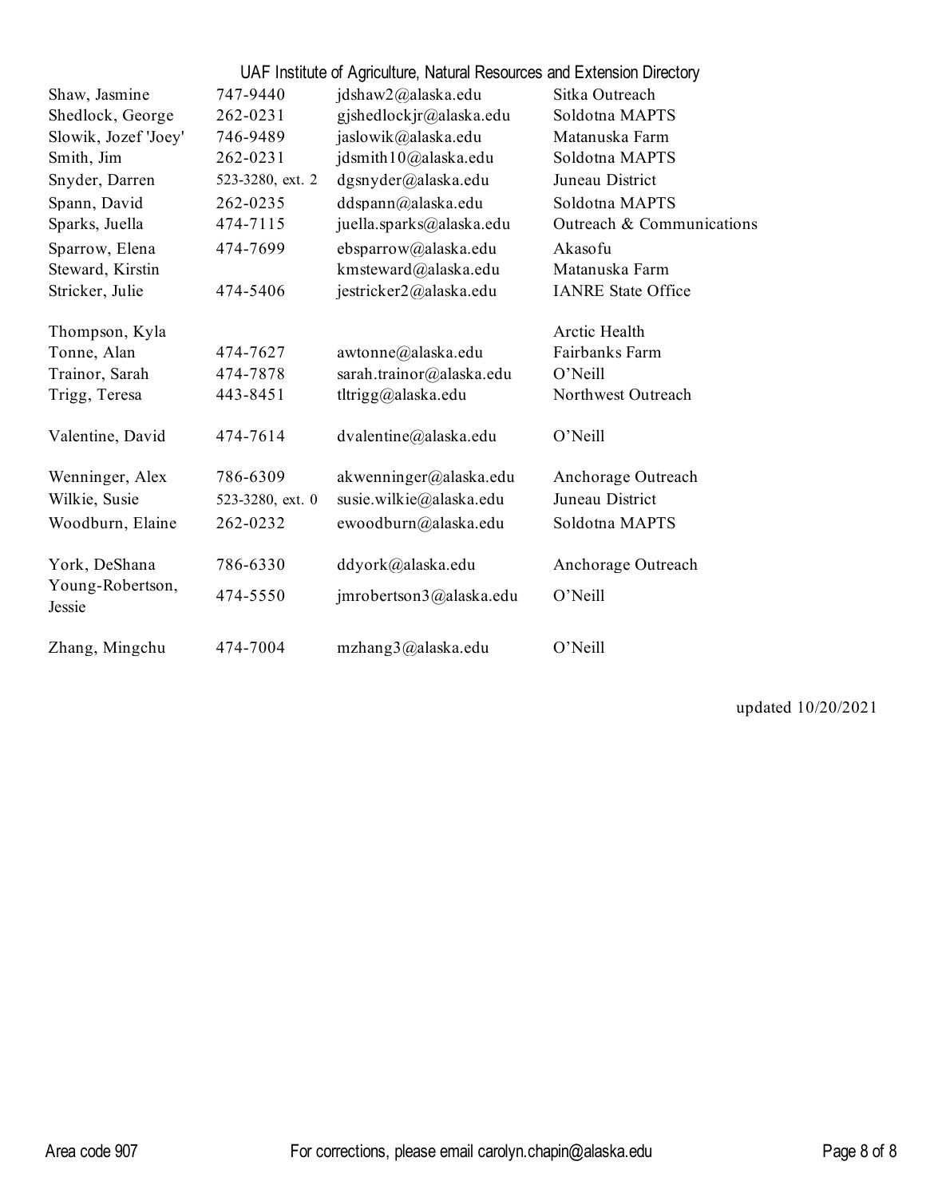| | | | |
|---|---|---|---|
| Shaw, Jasmine | 747-9440 | jdshaw2@alaska.edu | Sitka Outreach |
| Shedlock, George | 262-0231 | gjshedlockjr@alaska.edu | Soldotna MAPTS |
| Slowik, Jozef 'Joey' | 746-9489 | jaslowik@alaska.edu | Matanuska Farm |
| Smith, Jim | 262-0231 | jdsmith10@alaska.edu | Soldotna MAPTS |
| Snyder, Darren | 523-3280, ext. 2 | dgsnyder@alaska.edu | Juneau District |
| Spann, David | 262-0235 | ddspann@alaska.edu | Soldotna MAPTS |
| Sparks, Juella | 474-7115 | juella.sparks@alaska.edu | Outreach & Communications |
| Sparrow, Elena | 474-7699 | ebsparrow@alaska.edu | Akasofu |
| Steward, Kirstin | | kmsteward@alaska.edu | Matanuska Farm |
| Stricker, Julie | 474-5406 | jestricker2@alaska.edu | IANRE State Office |
| Thompson, Kyla | | | Arctic Health |
| Tonne, Alan | 474-7627 | awtonne@alaska.edu | Fairbanks Farm |
| Trainor, Sarah | 474-7878 | sarah.trainor@alaska.edu | O'Neill |
| Trigg, Teresa | 443-8451 | tltrigg@alaska.edu | Northwest Outreach |
| Valentine, David | 474-7614 | dvalentine@alaska.edu | O'Neill |
| Wenninger, Alex | 786-6309 | akwenninger@alaska.edu | Anchorage Outreach |
| Wilkie, Susie | 523-3280, ext. 0 | susie.wilkie@alaska.edu | Juneau District |
| Woodburn, Elaine | 262-0232 | ewoodburn@alaska.edu | Soldotna MAPTS |
| York, DeShana | 786-6330 | ddyork@alaska.edu | Anchorage Outreach |
| Young-Robertson, Jessie | 474-5550 | jmrobertson3@alaska.edu | O'Neill |
| Zhang, Mingchu | 474-7004 | mzhang3@alaska.edu | O'Neill |

updated 10/20/2021